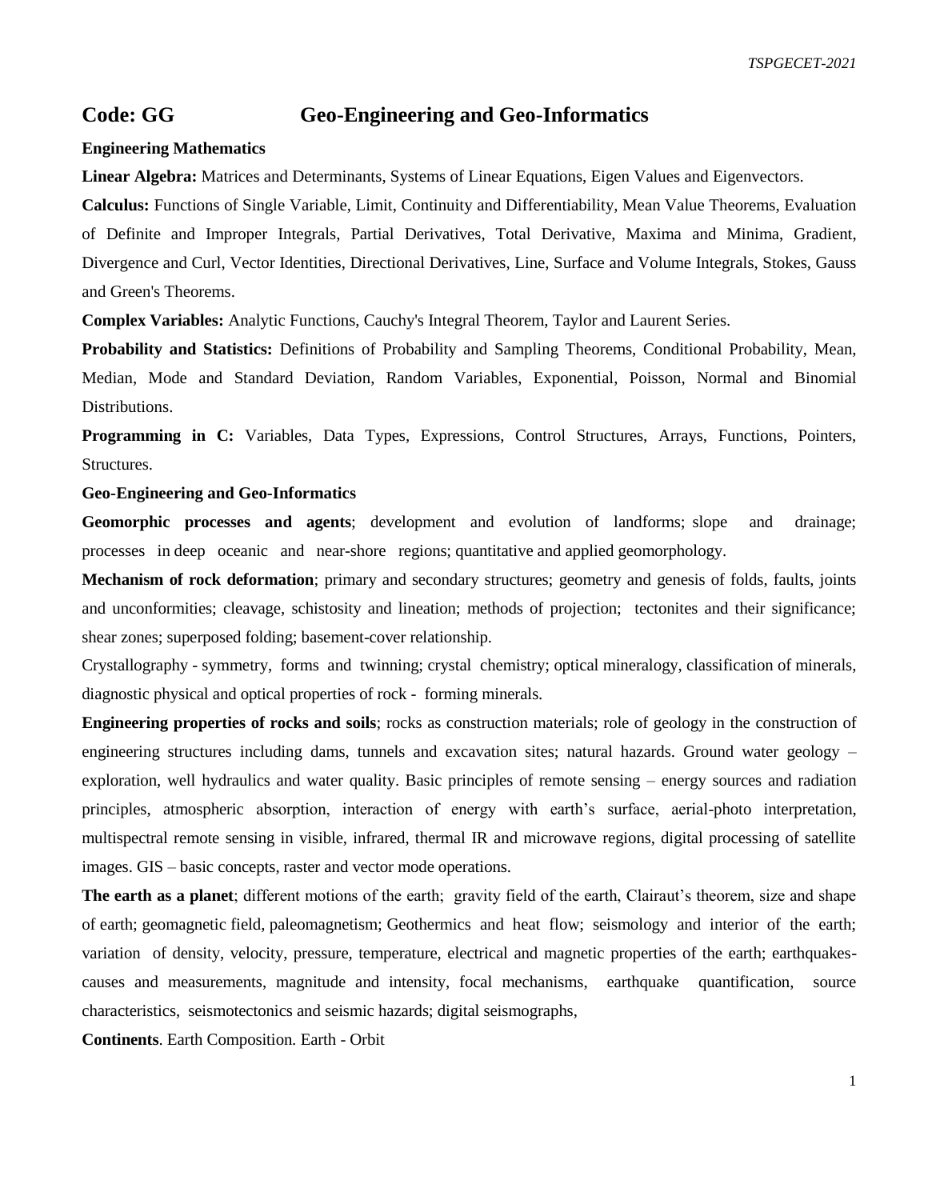## Code: GG Geo-Engineering and Geo-Informatics

**Engineering Mathematics**

**Linear Algebra:** Matrices and Determinants, Systems of Linear Equations, Eigen Values and Eigenvectors.

**Calculus:** Functions of Single Variable, Limit, Continuity and Differentiability, Mean Value Theorems, Evaluation of Definite and Improper Integrals, Partial Derivatives, Total Derivative, Maxima and Minima, Gradient, Divergence and Curl, Vector Identities, Directional Derivatives, Line, Surface and Volume Integrals, Stokes, Gauss and Green's Theorems.

**Complex Variables:** Analytic Functions, Cauchy's Integral Theorem, Taylor and Laurent Series.

**Probability and Statistics:** Definitions of Probability and Sampling Theorems, Conditional Probability, Mean, Median, Mode and Standard Deviation, Random Variables, Exponential, Poisson, Normal and Binomial Distributions.

**Programming in C:** Variables, Data Types, Expressions, Control Structures, Arrays, Functions, Pointers, Structures.

**Geo-Engineering and Geo-Informatics**

**Geomorphic processes and agents**; development and evolution of landforms; slope and drainage; processes in deep oceanic and near-shore regions; quantitative and applied geomorphology.

**Mechanism of rock deformation**; primary and secondary structures; geometry and genesis of folds, faults, joints and unconformities; cleavage, schistosity and lineation; methods of projection; tectonites and their significance; shear zones; superposed folding; basement-cover relationship.

Crystallography - symmetry, forms and twinning; crystal chemistry; optical mineralogy, classification of minerals, diagnostic physical and optical properties of rock - forming minerals.

**Engineering properties of rocks and soils**; rocks as construction materials; role of geology in the construction of engineering structures including dams, tunnels and excavation sites; natural hazards. Ground water geology – exploration, well hydraulics and water quality. Basic principles of remote sensing – energy sources and radiation principles, atmospheric absorption, interaction of energy with earth's surface, aerial-photo interpretation, multispectral remote sensing in visible, infrared, thermal IR and microwave regions, digital processing of satellite images. GIS – basic concepts, raster and vector mode operations.

**The earth as a planet**; different motions of the earth; gravity field of the earth, Clairaut's theorem, size and shape of earth; geomagnetic field, paleomagnetism; Geothermics and heat flow; seismology and interior of the earth; variation of density, velocity, pressure, temperature, electrical and magnetic properties of the earth; earthquakes-causes and measurements, magnitude and intensity, focal mechanisms, earthquake quantification, source characteristics, seismotectonics and seismic hazards; digital seismographs,

**Continents**. Earth Composition. Earth - Orbit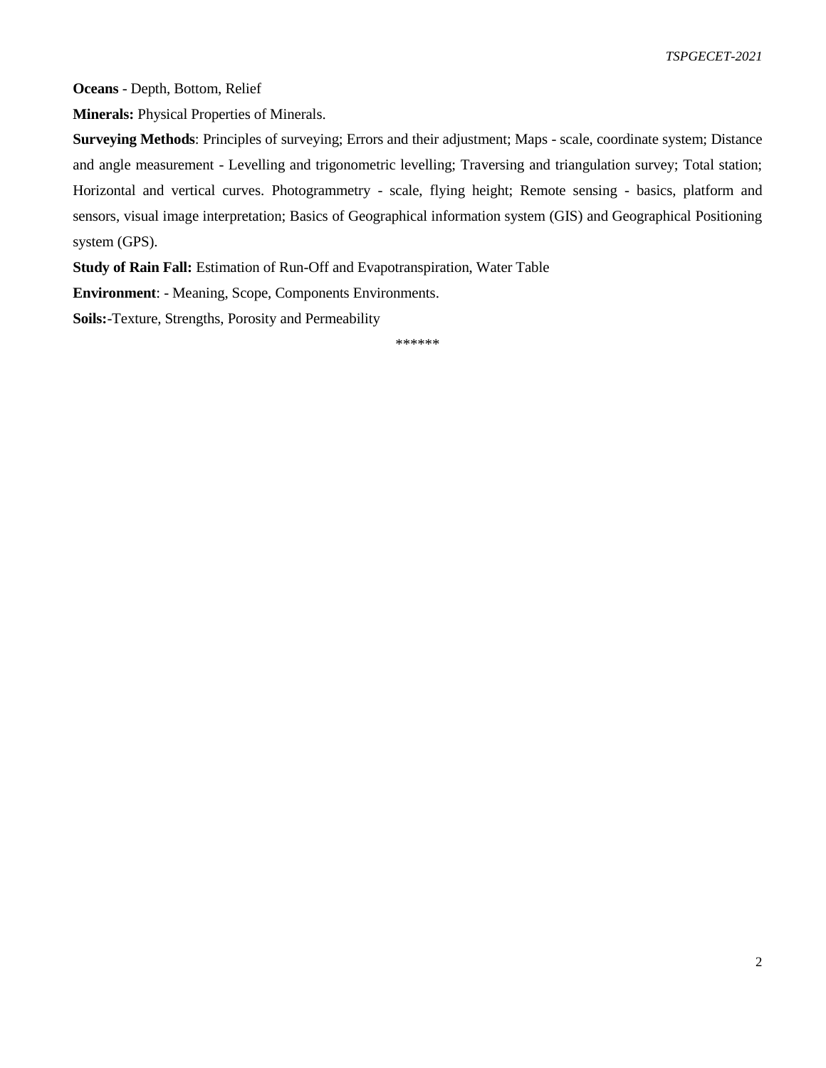**Oceans** - Depth, Bottom, Relief

**Minerals:** Physical Properties of Minerals.

**Surveying Methods**: Principles of surveying; Errors and their adjustment; Maps - scale, coordinate system; Distance and angle measurement - Levelling and trigonometric levelling; Traversing and triangulation survey; Total station; Horizontal and vertical curves. Photogrammetry - scale, flying height; Remote sensing - basics, platform and sensors, visual image interpretation; Basics of Geographical information system (GIS) and Geographical Positioning system (GPS).

**Study of Rain Fall:** Estimation of Run-Off and Evapotranspiration, Water Table

**Environment**: - Meaning, Scope, Components Environments.

**Soils:**-Texture, Strengths, Porosity and Permeability

******